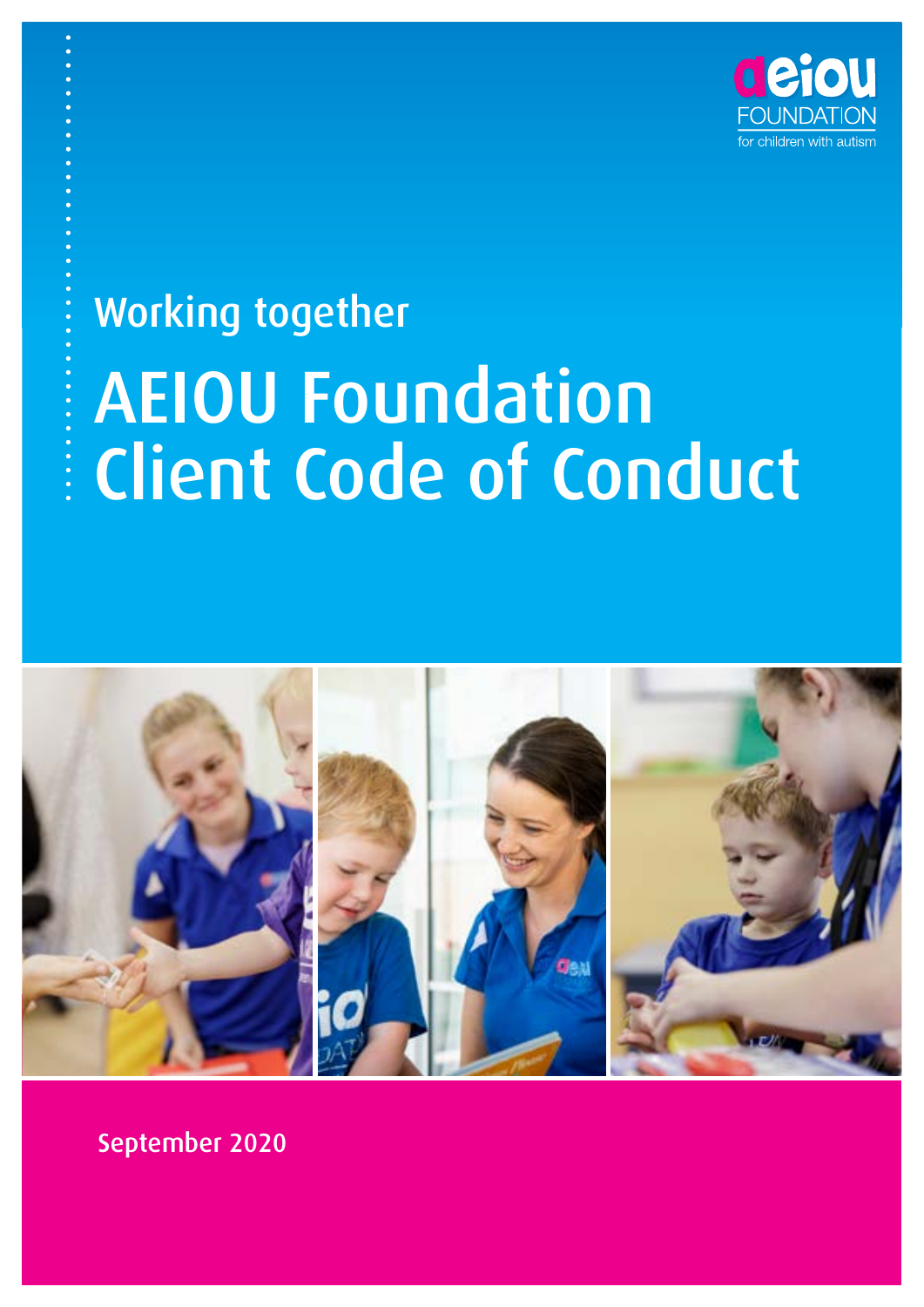aeiou FOUNDATION for children with autism

Working together

# AEIOU Foundation Client Code of Conduct

September 2020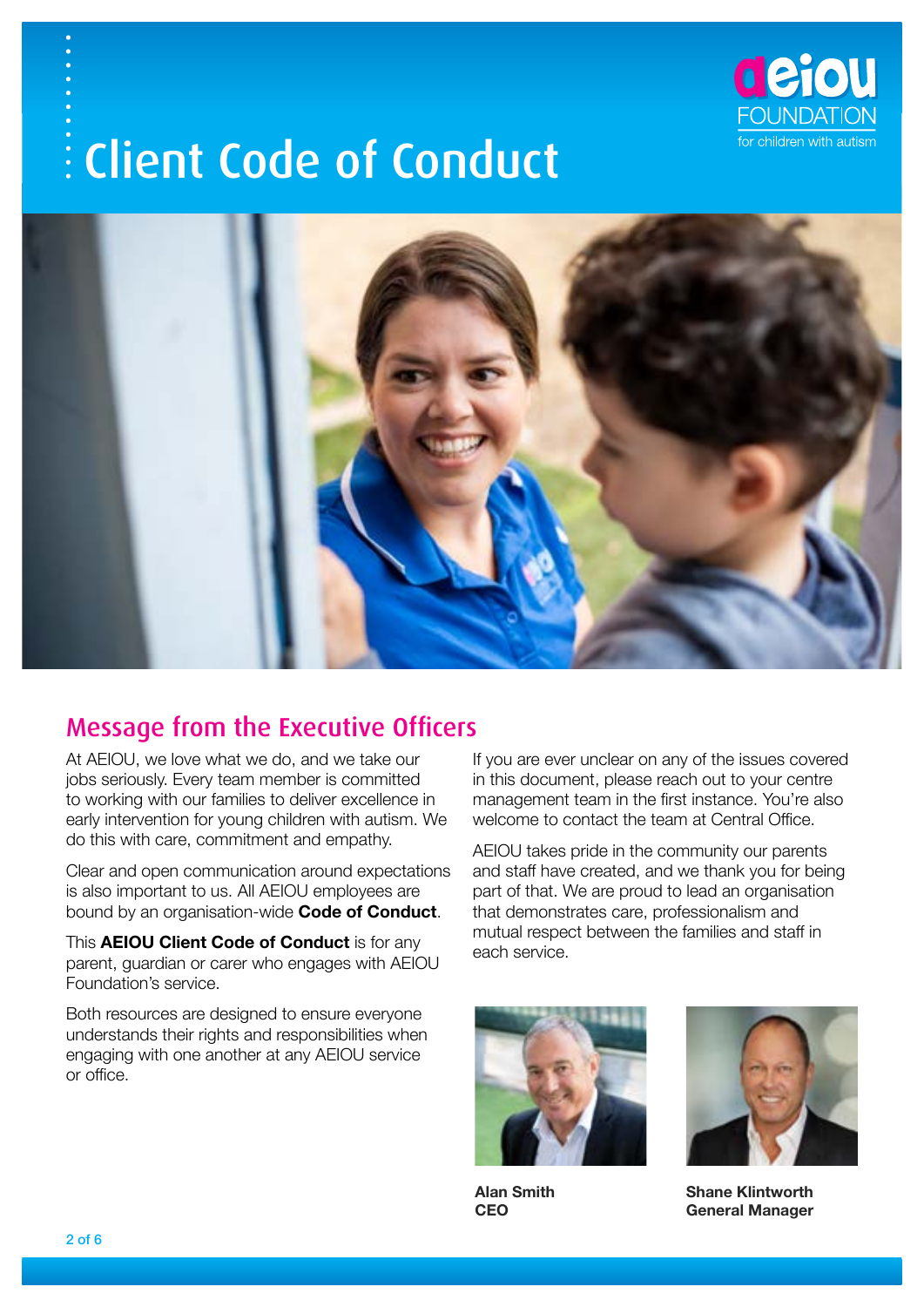# Client Code of Conduct

## Message from the Executive Officers

At AEIOU, we love what we do, and we take our jobs seriously. Every team member is committed to working with our families to deliver excellence in early intervention for young children with autism. We do this with care, commitment and empathy.

Clear and open communication around expectations is also important to us. All AEIOU employees are bound by an organisation-wide **Code of Conduct**.

This **AEIOU Client Code of Conduct** is for any parent, guardian or carer who engages with AEIOU Foundation's service.

Both resources are designed to ensure everyone understands their rights and responsibilities when engaging with one another at any AEIOU service or office.

If you are ever unclear on any of the issues covered in this document, please reach out to your centre management team in the first instance. You're also welcome to contact the team at Central Office.

AEIOU takes pride in the community our parents and staff have created, and we thank you for being part of that. We are proud to lead an organisation that demonstrates care, professionalism and mutual respect between the families and staff in each service.

**Alan Smith**
**CEO**

**Shane Klintworth**
**General Manager**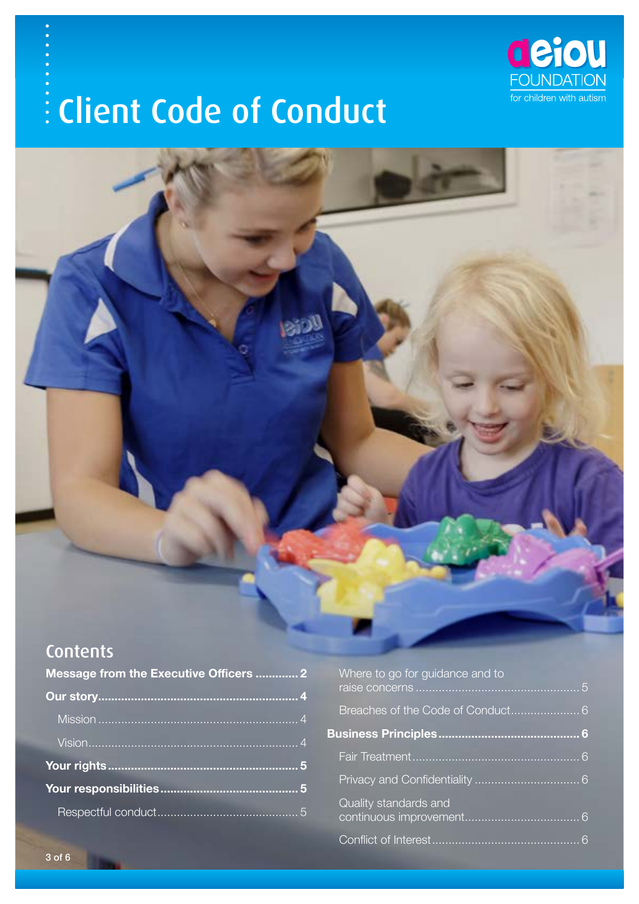# Client Code of Conduct

aeiou FOUNDATION for children with autism

## Contents

**Message from the Executive Officers ............. 2**

**Our story ........................................................ 4**

Mission ........................................................... 4

Vision ............................................................. 4

**Your rights ...................................................... 5**

**Your responsibilities ....................................... 5**

Respectful conduct .......................................... 5

Where to go for guidance and to raise concerns ............................................... 5

Breaches of the Code of Conduct ..................... 6

**Business Principles ......................................... 6**

Fair Treatment ................................................. 6

Privacy and Confidentiality ............................... 6

Quality standards and continuous improvement .................................. 6

Conflict of Interest ........................................... 6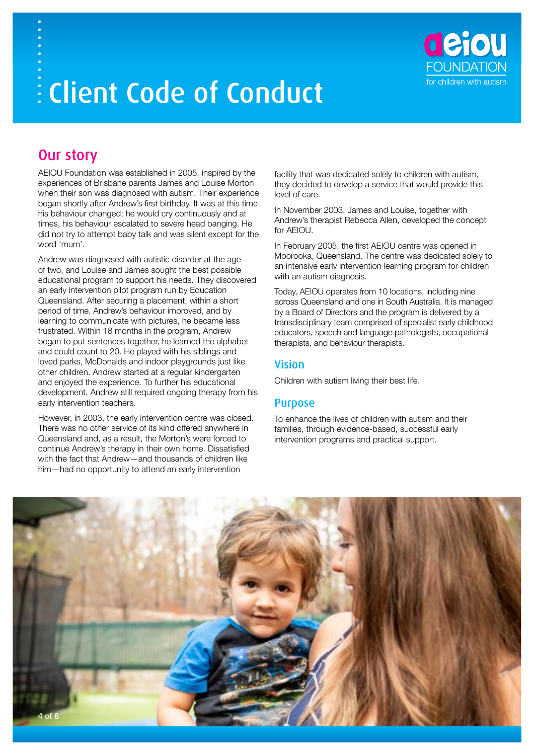# Client Code of Conduct

## Our story

AEIOU Foundation was established in 2005, inspired by the experiences of Brisbane parents James and Louise Morton when their son was diagnosed with autism. Their experience began shortly after Andrew's first birthday. It was at this time his behaviour changed; he would cry continuously and at times, his behaviour escalated to severe head banging. He did not try to attempt baby talk and was silent except for the word 'mum'.

Andrew was diagnosed with autistic disorder at the age of two, and Louise and James sought the best possible educational program to support his needs. They discovered an early intervention pilot program run by Education Queensland. After securing a placement, within a short period of time, Andrew's behaviour improved, and by learning to communicate with pictures, he became less frustrated. Within 18 months in the program, Andrew began to put sentences together, he learned the alphabet and could count to 20. He played with his siblings and loved parks, McDonalds and indoor playgrounds just like other children. Andrew started at a regular kindergarten and enjoyed the experience. To further his educational development, Andrew still required ongoing therapy from his early intervention teachers.

However, in 2003, the early intervention centre was closed. There was no other service of its kind offered anywhere in Queensland and, as a result, the Morton's were forced to continue Andrew's therapy in their own home. Dissatisfied with the fact that Andrew—and thousands of children like him—had no opportunity to attend an early intervention facility that was dedicated solely to children with autism, they decided to develop a service that would provide this level of care.

In November 2003, James and Louise, together with Andrew's therapist Rebecca Allen, developed the concept for AEIOU.

In February 2005, the first AEIOU centre was opened in Moorooka, Queensland. The centre was dedicated solely to an intensive early intervention learning program for children with an autism diagnosis.

Today, AEIOU operates from 10 locations, including nine across Queensland and one in South Australia. It is managed by a Board of Directors and the program is delivered by a transdisciplinary team comprised of specialist early childhood educators, speech and language pathologists, occupational therapists, and behaviour therapists.

### Vision

Children with autism living their best life.

### Purpose

To enhance the lives of children with autism and their families, through evidence-based, successful early intervention programs and practical support.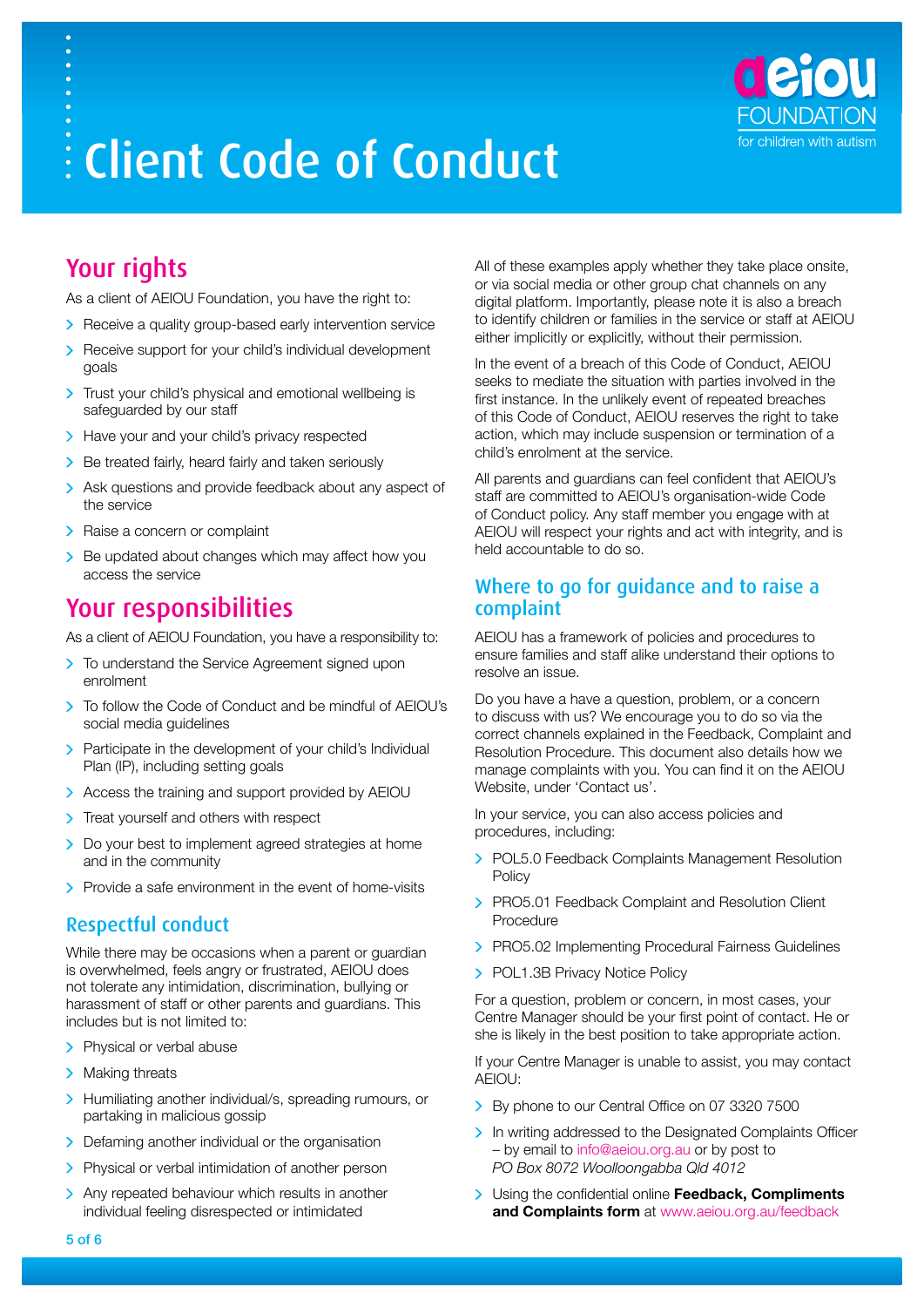# Client Code of Conduct

## Your rights

As a client of AEIOU Foundation, you have the right to:

- Receive a quality group-based early intervention service
- Receive support for your child's individual development goals
- Trust your child's physical and emotional wellbeing is safeguarded by our staff
- Have your and your child's privacy respected
- Be treated fairly, heard fairly and taken seriously
- Ask questions and provide feedback about any aspect of the service
- Raise a concern or complaint
- Be updated about changes which may affect how you access the service

## Your responsibilities

As a client of AEIOU Foundation, you have a responsibility to:

- To understand the Service Agreement signed upon enrolment
- To follow the Code of Conduct and be mindful of AEIOU's social media guidelines
- Participate in the development of your child's Individual Plan (IP), including setting goals
- Access the training and support provided by AEIOU
- Treat yourself and others with respect
- Do your best to implement agreed strategies at home and in the community
- Provide a safe environment in the event of home-visits

### Respectful conduct

While there may be occasions when a parent or guardian is overwhelmed, feels angry or frustrated, AEIOU does not tolerate any intimidation, discrimination, bullying or harassment of staff or other parents and guardians. This includes but is not limited to:

- Physical or verbal abuse
- Making threats
- Humiliating another individual/s, spreading rumours, or partaking in malicious gossip
- Defaming another individual or the organisation
- Physical or verbal intimidation of another person
- Any repeated behaviour which results in another individual feeling disrespected or intimidated

All of these examples apply whether they take place onsite, or via social media or other group chat channels on any digital platform. Importantly, please note it is also a breach to identify children or families in the service or staff at AEIOU either implicitly or explicitly, without their permission.

In the event of a breach of this Code of Conduct, AEIOU seeks to mediate the situation with parties involved in the first instance. In the unlikely event of repeated breaches of this Code of Conduct, AEIOU reserves the right to take action, which may include suspension or termination of a child's enrolment at the service.

All parents and guardians can feel confident that AEIOU's staff are committed to AEIOU's organisation-wide Code of Conduct policy. Any staff member you engage with at AEIOU will respect your rights and act with integrity, and is held accountable to do so.

### Where to go for guidance and to raise a complaint

AEIOU has a framework of policies and procedures to ensure families and staff alike understand their options to resolve an issue.

Do you have a have a question, problem, or a concern to discuss with us? We encourage you to do so via the correct channels explained in the Feedback, Complaint and Resolution Procedure. This document also details how we manage complaints with you. You can find it on the AEIOU Website, under 'Contact us'.

In your service, you can also access policies and procedures, including:

- POL5.0 Feedback Complaints Management Resolution Policy
- PRO5.01 Feedback Complaint and Resolution Client Procedure
- PRO5.02 Implementing Procedural Fairness Guidelines
- POL1.3B Privacy Notice Policy

For a question, problem or concern, in most cases, your Centre Manager should be your first point of contact. He or she is likely in the best position to take appropriate action.

If your Centre Manager is unable to assist, you may contact AEIOU:

- By phone to our Central Office on 07 3320 7500
- In writing addressed to the Designated Complaints Officer – by email to info@aeiou.org.au or by post to *PO Box 8072 Woolloongabba Qld 4012*
- Using the confidential online **Feedback, Compliments and Complaints form** at www.aeiou.org.au/feedback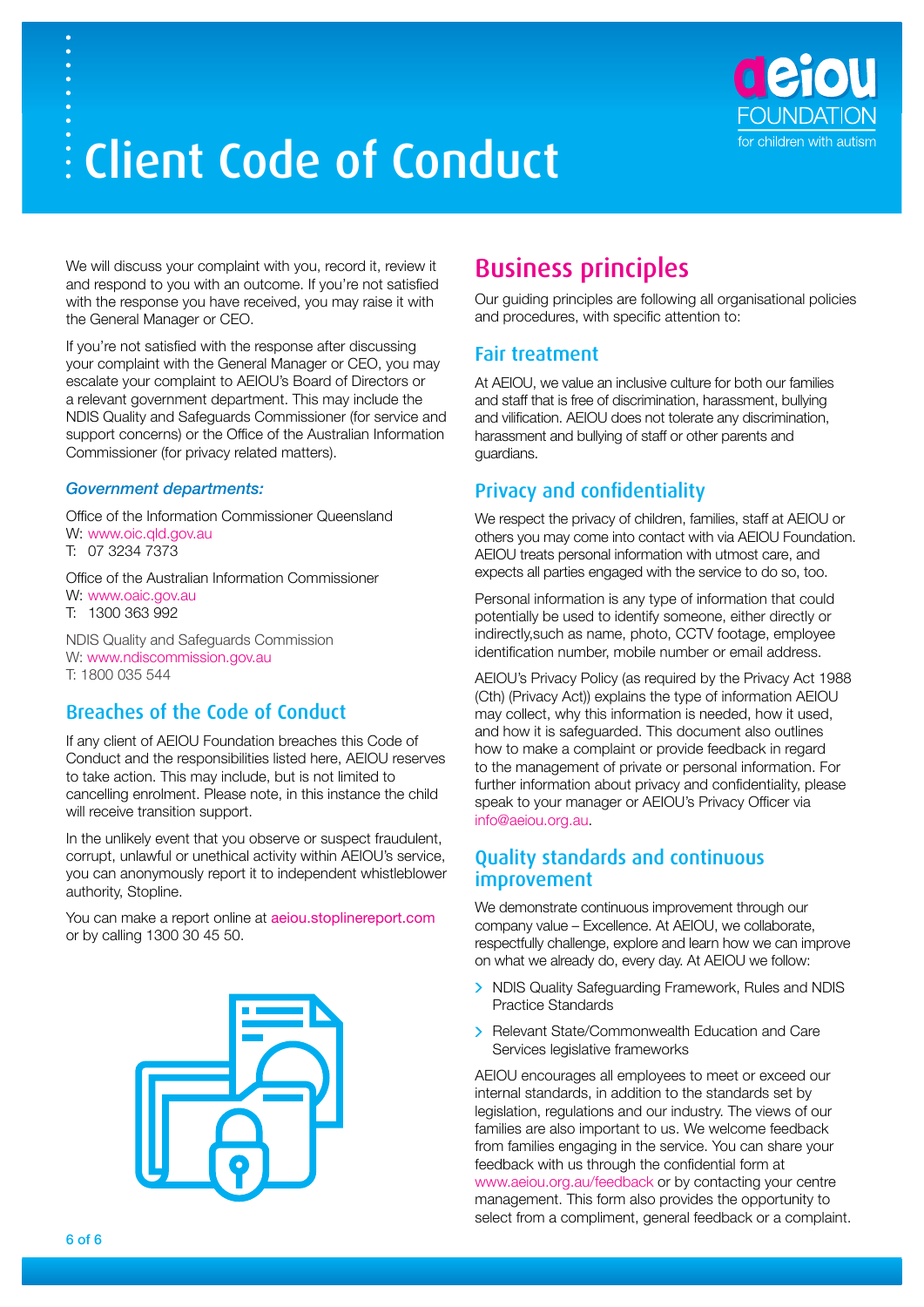# Client Code of Conduct

We will discuss your complaint with you, record it, review it and respond to you with an outcome. If you're not satisfied with the response you have received, you may raise it with the General Manager or CEO.

If you're not satisfied with the response after discussing your complaint with the General Manager or CEO, you may escalate your complaint to AEIOU's Board of Directors or a relevant government department. This may include the NDIS Quality and Safeguards Commissioner (for service and support concerns) or the Office of the Australian Information Commissioner (for privacy related matters).

***Government departments:***

Office of the Information Commissioner Queensland
W: www.oic.qld.gov.au
T: 07 3234 7373

Office of the Australian Information Commissioner
W: www.oaic.gov.au
T: 1300 363 992

NDIS Quality and Safeguards Commission
W: www.ndiscommission.gov.au
T: 1800 035 544

## Breaches of the Code of Conduct

If any client of AEIOU Foundation breaches this Code of Conduct and the responsibilities listed here, AEIOU reserves to take action. This may include, but is not limited to cancelling enrolment. Please note, in this instance the child will receive transition support.

In the unlikely event that you observe or suspect fraudulent, corrupt, unlawful or unethical activity within AEIOU's service, you can anonymously report it to independent whistleblower authority, Stopline.

You can make a report online at aeiou.stoplinereport.com or by calling 1300 30 45 50.

## Business principles

Our guiding principles are following all organisational policies and procedures, with specific attention to:

### Fair treatment

At AEIOU, we value an inclusive culture for both our families and staff that is free of discrimination, harassment, bullying and vilification. AEIOU does not tolerate any discrimination, harassment and bullying of staff or other parents and guardians.

### Privacy and confidentiality

We respect the privacy of children, families, staff at AEIOU or others you may come into contact with via AEIOU Foundation. AEIOU treats personal information with utmost care, and expects all parties engaged with the service to do so, too.

Personal information is any type of information that could potentially be used to identify someone, either directly or indirectly,such as name, photo, CCTV footage, employee identification number, mobile number or email address.

AEIOU's Privacy Policy (as required by the Privacy Act 1988 (Cth) (Privacy Act)) explains the type of information AEIOU may collect, why this information is needed, how it used, and how it is safeguarded. This document also outlines how to make a complaint or provide feedback in regard to the management of private or personal information. For further information about privacy and confidentiality, please speak to your manager or AEIOU's Privacy Officer via info@aeiou.org.au.

### Quality standards and continuous improvement

We demonstrate continuous improvement through our company value – Excellence. At AEIOU, we collaborate, respectfully challenge, explore and learn how we can improve on what we already do, every day. At AEIOU we follow:

- NDIS Quality Safeguarding Framework, Rules and NDIS Practice Standards
- Relevant State/Commonwealth Education and Care Services legislative frameworks

AEIOU encourages all employees to meet or exceed our internal standards, in addition to the standards set by legislation, regulations and our industry. The views of our families are also important to us. We welcome feedback from families engaging in the service. You can share your feedback with us through the confidential form at www.aeiou.org.au/feedback or by contacting your centre management. This form also provides the opportunity to select from a compliment, general feedback or a complaint.